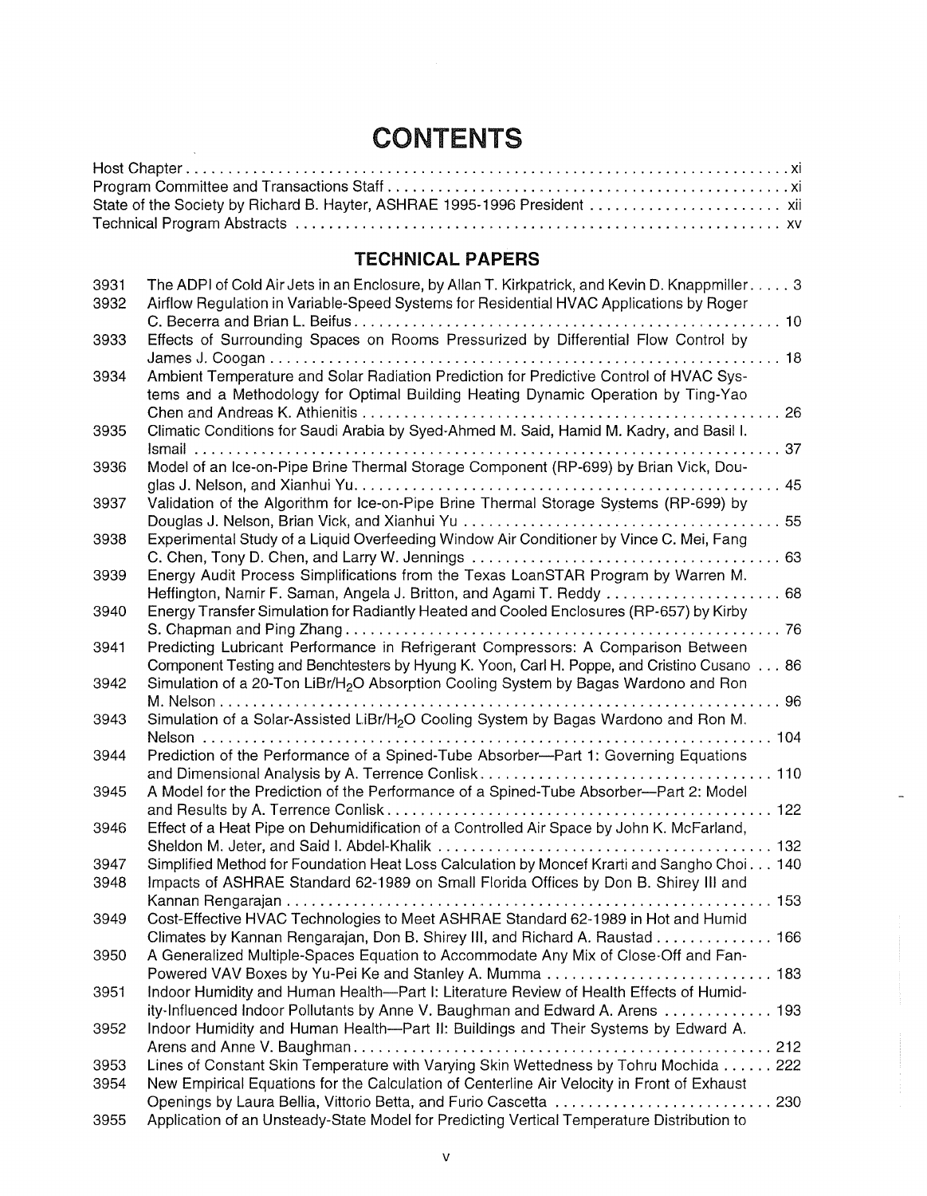# CONTENTS

Host Chapter . . . . . . . . . . . . . . . . . . . . . . . . . . . . . . . . . . . . . . . . . . . . . . . . . . . . . . . . . . . . . . . . . . . . . . . . xi
Program Committee and Transactions Staff . . . . . . . . . . . . . . . . . . . . . . . . . . . . . . . . . . . . . . . . . . . . . . . . xi
State of the Society by Richard B. Hayter, ASHRAE 1995-1996 President . . . . . . . . . . . . . . . . . . . . . . . xii
Technical Program Abstracts . . . . . . . . . . . . . . . . . . . . . . . . . . . . . . . . . . . . . . . . . . . . . . . . . . . . . . . . xv

## TECHNICAL PAPERS

3931 The ADPI of Cold Air Jets in an Enclosure, by Allan T. Kirkpatrick, and Kevin D. Knappmiller . . . . . 3

3932 Airflow Regulation in Variable-Speed Systems for Residential HVAC Applications by Roger C. Becerra and Brian L. Beifus . . . . . . . . . . . . . . . . . . . . . . . . . . . . . . . . . . . . . . . . . . . . . . . . . . 10

3933 Effects of Surrounding Spaces on Rooms Pressurized by Differential Flow Control by James J. Coogan . . . . . . . . . . . . . . . . . . . . . . . . . . . . . . . . . . . . . . . . . . . . . . . . . . . . . . . . . . . . 18

3934 Ambient Temperature and Solar Radiation Prediction for Predictive Control of HVAC Systems and a Methodology for Optimal Building Heating Dynamic Operation by Ting-Yao Chen and Andreas K. Athienitis . . . . . . . . . . . . . . . . . . . . . . . . . . . . . . . . . . . . . . . . . . . . . . . . . . 26

3935 Climatic Conditions for Saudi Arabia by Syed-Ahmed M. Said, Hamid M. Kadry, and Basil I. Ismail . . . . . . . . . . . . . . . . . . . . . . . . . . . . . . . . . . . . . . . . . . . . . . . . . . . . . . . . . . . . . . . . . . 37

3936 Model of an Ice-on-Pipe Brine Thermal Storage Component (RP-699) by Brian Vick, Douglas J. Nelson, and Xianhui Yu . . . . . . . . . . . . . . . . . . . . . . . . . . . . . . . . . . . . . . . . . . . . . . . . . . 45

3937 Validation of the Algorithm for Ice-on-Pipe Brine Thermal Storage Systems (RP-699) by Douglas J. Nelson, Brian Vick, and Xianhui Yu . . . . . . . . . . . . . . . . . . . . . . . . . . . . . . . . . . . . . . 55

3938 Experimental Study of a Liquid Overfeeding Window Air Conditioner by Vince C. Mei, Fang C. Chen, Tony D. Chen, and Larry W. Jennings . . . . . . . . . . . . . . . . . . . . . . . . . . . . . . . . . . . . . 63

3939 Energy Audit Process Simplifications from the Texas LoanSTAR Program by Warren M. Heffington, Namir F. Saman, Angela J. Britton, and Agami T. Reddy . . . . . . . . . . . . . . . . . . . . . 68

3940 Energy Transfer Simulation for Radiantly Heated and Cooled Enclosures (RP-657) by Kirby S. Chapman and Ping Zhang . . . . . . . . . . . . . . . . . . . . . . . . . . . . . . . . . . . . . . . . . . . . . . . . . . . 76

3941 Predicting Lubricant Performance in Refrigerant Compressors: A Comparison Between Component Testing and Benchtesters by Hyung K. Yoon, Carl H. Poppe, and Cristino Cusano . . . 86

3942 Simulation of a 20-Ton LiBr/$H_2O$ Absorption Cooling System by Bagas Wardono and Ron M. Nelson . . . . . . . . . . . . . . . . . . . . . . . . . . . . . . . . . . . . . . . . . . . . . . . . . . . . . . . . . . . . . . . . . 96

3943 Simulation of a Solar-Assisted LiBr/$H_2O$ Cooling System by Bagas Wardono and Ron M. Nelson . . . . . . . . . . . . . . . . . . . . . . . . . . . . . . . . . . . . . . . . . . . . . . . . . . . . . . . . . . . . . . . . . 104

3944 Prediction of the Performance of a Spined-Tube Absorber—Part 1: Governing Equations and Dimensional Analysis by A. Terrence Conlisk . . . . . . . . . . . . . . . . . . . . . . . . . . . . . . . . . . . 110

3945 A Model for the Prediction of the Performance of a Spined-Tube Absorber—Part 2: Model and Results by A. Terrence Conlisk . . . . . . . . . . . . . . . . . . . . . . . . . . . . . . . . . . . . . . . . . . . . . 122

3946 Effect of a Heat Pipe on Dehumidification of a Controlled Air Space by John K. McFarland, Sheldon M. Jeter, and Said I. Abdel-Khalik . . . . . . . . . . . . . . . . . . . . . . . . . . . . . . . . . . . . . . . 132

3947 Simplified Method for Foundation Heat Loss Calculation by Moncef Krarti and Sangho Choi . . . 140

3948 Impacts of ASHRAE Standard 62-1989 on Small Florida Offices by Don B. Shirey III and Kannan Rengarajan . . . . . . . . . . . . . . . . . . . . . . . . . . . . . . . . . . . . . . . . . . . . . . . . . . . . . . . . . . 153

3949 Cost-Effective HVAC Technologies to Meet ASHRAE Standard 62-1989 in Hot and Humid Climates by Kannan Rengarajan, Don B. Shirey III, and Richard A. Raustad . . . . . . . . . . . . . . 166

3950 A Generalized Multiple-Spaces Equation to Accommodate Any Mix of Close-Off and Fan-Powered VAV Boxes by Yu-Pei Ke and Stanley A. Mumma . . . . . . . . . . . . . . . . . . . . . . . . . . . 183

3951 Indoor Humidity and Human Health—Part I: Literature Review of Health Effects of Humidity-Influenced Indoor Pollutants by Anne V. Baughman and Edward A. Arens . . . . . . . . . . . . . 193

3952 Indoor Humidity and Human Health—Part II: Buildings and Their Systems by Edward A. Arens and Anne V. Baughman . . . . . . . . . . . . . . . . . . . . . . . . . . . . . . . . . . . . . . . . . . . . . . . . . . 212

3953 Lines of Constant Skin Temperature with Varying Skin Wettedness by Tohru Mochida . . . . . . 222

3954 New Empirical Equations for the Calculation of Centerline Air Velocity in Front of Exhaust Openings by Laura Bellia, Vittorio Betta, and Furio Cascetta . . . . . . . . . . . . . . . . . . . . . . . . . . 230

3955 Application of an Unsteady-State Model for Predicting Vertical Temperature Distribution to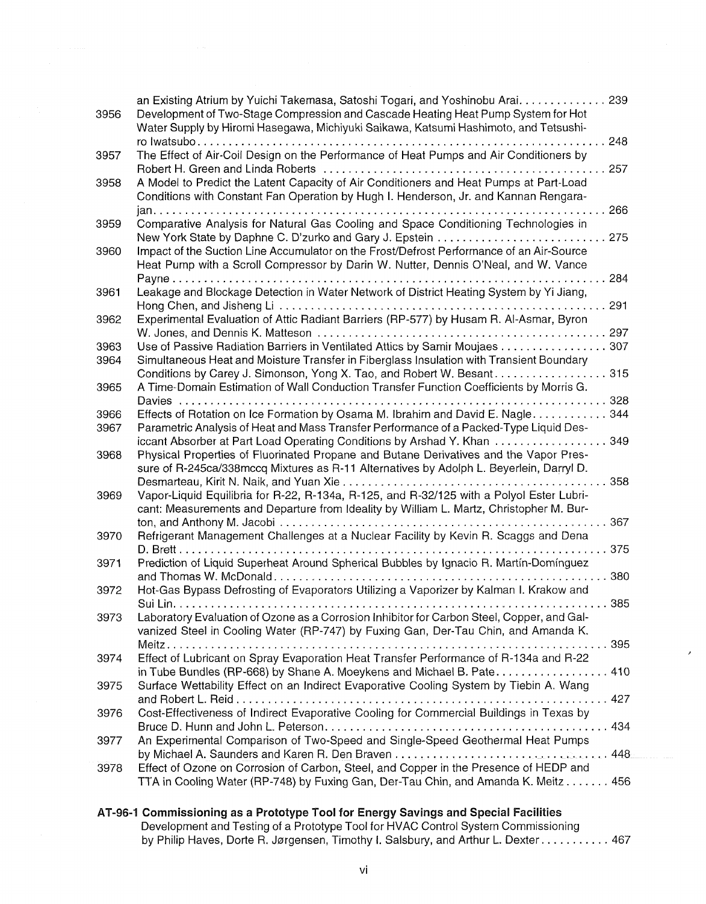| | | |
|---|---|---|
| | an Existing Atrium by Yuichi Takemasa, Satoshi Togari, and Yoshinobu Arai | 239 |
| 3956 | Development of Two-Stage Compression and Cascade Heating Heat Pump System for Hot Water Supply by Hiromi Hasegawa, Michiyuki Saikawa, Katsumi Hashimoto, and Tetsushiro Iwatsubo | 248 |
| 3957 | The Effect of Air-Coil Design on the Performance of Heat Pumps and Air Conditioners by Robert H. Green and Linda Roberts | 257 |
| 3958 | A Model to Predict the Latent Capacity of Air Conditioners and Heat Pumps at Part-Load Conditions with Constant Fan Operation by Hugh I. Henderson, Jr. and Kannan Rengarajan | 266 |
| 3959 | Comparative Analysis for Natural Gas Cooling and Space Conditioning Technologies in New York State by Daphne C. D'zurko and Gary J. Epstein | 275 |
| 3960 | Impact of the Suction Line Accumulator on the Frost/Defrost Performance of an Air-Source Heat Pump with a Scroll Compressor by Darin W. Nutter, Dennis O'Neal, and W. Vance Payne | 284 |
| 3961 | Leakage and Blockage Detection in Water Network of District Heating System by Yi Jiang, Hong Chen, and Jisheng Li | 291 |
| 3962 | Experimental Evaluation of Attic Radiant Barriers (RP-577) by Husam R. Al-Asmar, Byron W. Jones, and Dennis K. Matteson | 297 |
| 3963 | Use of Passive Radiation Barriers in Ventilated Attics by Samir Moujaes | 307 |
| 3964 | Simultaneous Heat and Moisture Transfer in Fiberglass Insulation with Transient Boundary Conditions by Carey J. Simonson, Yong X. Tao, and Robert W. Besant | 315 |
| 3965 | A Time-Domain Estimation of Wall Conduction Transfer Function Coefficients by Morris G. Davies | 328 |
| 3966 | Effects of Rotation on Ice Formation by Osama M. Ibrahim and David E. Nagle | 344 |
| 3967 | Parametric Analysis of Heat and Mass Transfer Performance of a Packed-Type Liquid Desiccant Absorber at Part Load Operating Conditions by Arshad Y. Khan | 349 |
| 3968 | Physical Properties of Fluorinated Propane and Butane Derivatives and the Vapor Pressure of R-245ca/338mccq Mixtures as R-11 Alternatives by Adolph L. Beyerlein, Darryl D. Desmarteau, Kirit N. Naik, and Yuan Xie | 358 |
| 3969 | Vapor-Liquid Equilibria for R-22, R-134a, R-125, and R-32/125 with a Polyol Ester Lubricant: Measurements and Departure from Ideality by William L. Martz, Christopher M. Burton, and Anthony M. Jacobi | 367 |
| 3970 | Refrigerant Management Challenges at a Nuclear Facility by Kevin R. Scaggs and Dena D. Brett | 375 |
| 3971 | Prediction of Liquid Superheat Around Spherical Bubbles by Ignacio R. Martín-Domínguez and Thomas W. McDonald | 380 |
| 3972 | Hot-Gas Bypass Defrosting of Evaporators Utilizing a Vaporizer by Kalman I. Krakow and Sui Lin | 385 |
| 3973 | Laboratory Evaluation of Ozone as a Corrosion Inhibitor for Carbon Steel, Copper, and Galvanized Steel in Cooling Water (RP-747) by Fuxing Gan, Der-Tau Chin, and Amanda K. Meitz | 395 |
| 3974 | Effect of Lubricant on Spray Evaporation Heat Transfer Performance of R-134a and R-22 in Tube Bundles (RP-668) by Shane A. Moeykens and Michael B. Pate | 410 |
| 3975 | Surface Wettability Effect on an Indirect Evaporative Cooling System by Tiebin A. Wang and Robert L. Reid | 427 |
| 3976 | Cost-Effectiveness of Indirect Evaporative Cooling for Commercial Buildings in Texas by Bruce D. Hunn and John L. Peterson | 434 |
| 3977 | An Experimental Comparison of Two-Speed and Single-Speed Geothermal Heat Pumps by Michael A. Saunders and Karen R. Den Braven | 448 |
| 3978 | Effect of Ozone on Corrosion of Carbon, Steel, and Copper in the Presence of HEDP and TTA in Cooling Water (RP-748) by Fuxing Gan, Der-Tau Chin, and Amanda K. Meitz | 456 |

**AT-96-1 Commissioning as a Prototype Tool for Energy Savings and Special Facilities**

Development and Testing of a Prototype Tool for HVAC Control System Commissioning by Philip Haves, Dorte R. Jørgensen, Timothy I. Salsbury, and Arthur L. Dexter . . . . . . . . . . . 467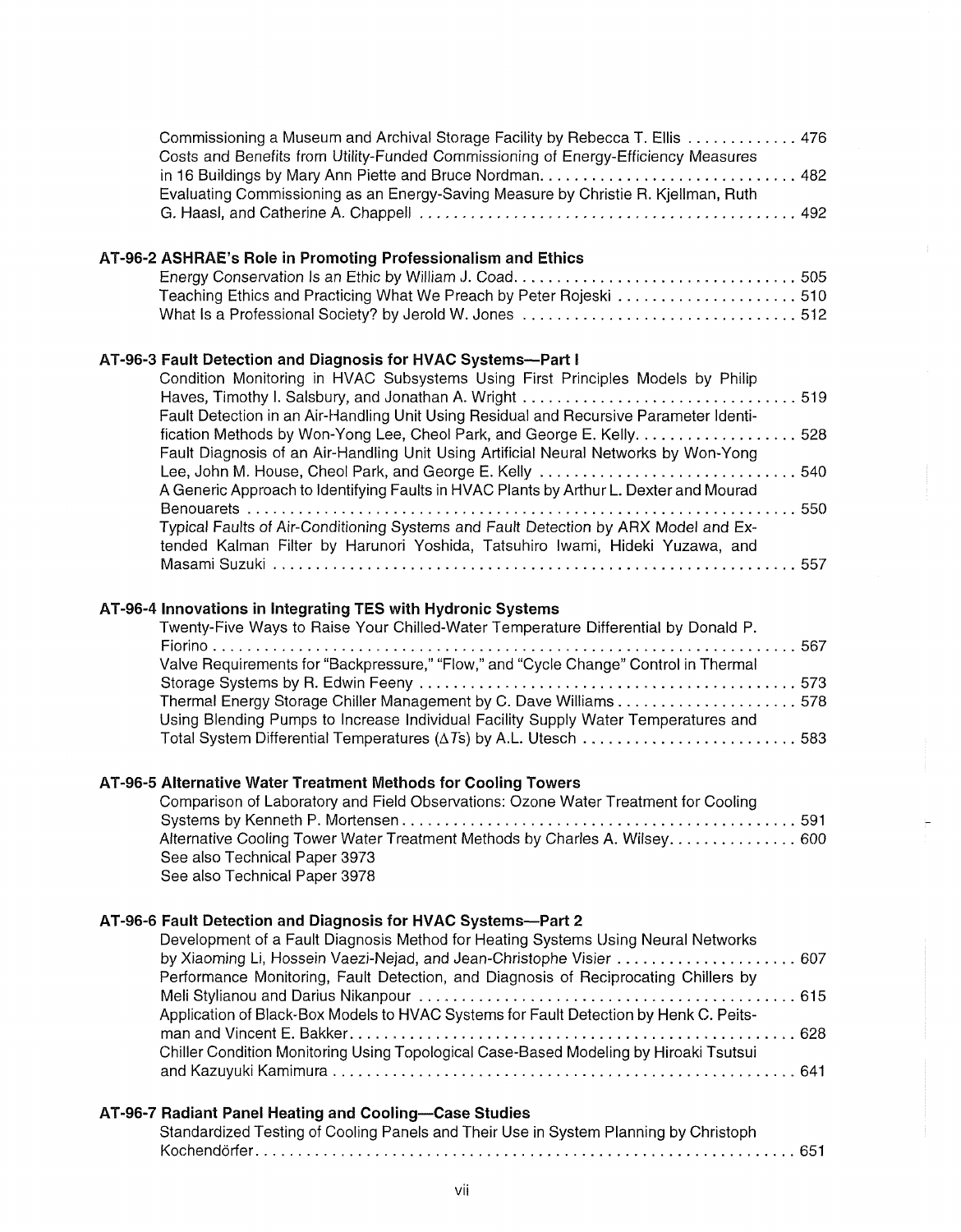Commissioning a Museum and Archival Storage Facility by Rebecca T. Ellis ............. 476

Costs and Benefits from Utility-Funded Commissioning of Energy-Efficiency Measures in 16 Buildings by Mary Ann Piette and Bruce Nordman.............................. 482

Evaluating Commissioning as an Energy-Saving Measure by Christie R. Kjellman, Ruth G. Haasl, and Catherine A. Chappell ............................................ 492

### AT-96-2 ASHRAE's Role in Promoting Professionalism and Ethics

Energy Conservation Is an Ethic by William J. Coad................................. 505

Teaching Ethics and Practicing What We Preach by Peter Rojeski ...................... 510

What Is a Professional Society? by Jerold W. Jones ................................ 512

### AT-96-3 Fault Detection and Diagnosis for HVAC Systems—Part I

Condition Monitoring in HVAC Subsystems Using First Principles Models by Philip Haves, Timothy I. Salsbury, and Jonathan A. Wright ................................ 519

Fault Detection in an Air-Handling Unit Using Residual and Recursive Parameter Identification Methods by Won-Yong Lee, Cheol Park, and George E. Kelly................... 528

Fault Diagnosis of an Air-Handling Unit Using Artificial Neural Networks by Won-Yong Lee, John M. House, Cheol Park, and George E. Kelly .............................. 540

A Generic Approach to Identifying Faults in HVAC Plants by Arthur L. Dexter and Mourad Benouarets ................................................................ 550

Typical Faults of Air-Conditioning Systems and Fault Detection by ARX Model and Extended Kalman Filter by Harunori Yoshida, Tatsuhiro Iwami, Hideki Yuzawa, and Masami Suzuki ............................................................. 557

### AT-96-4 Innovations in Integrating TES with Hydronic Systems

Twenty-Five Ways to Raise Your Chilled-Water Temperature Differential by Donald P. Fiorino ................................................................... 567

Valve Requirements for "Backpressure," "Flow," and "Cycle Change" Control in Thermal Storage Systems by R. Edwin Feeny ............................................ 573

Thermal Energy Storage Chiller Management by C. Dave Williams..................... 578

Using Blending Pumps to Increase Individual Facility Supply Water Temperatures and Total System Differential Temperatures ($\Delta T$s) by A.L. Utesch ......................... 583

### AT-96-5 Alternative Water Treatment Methods for Cooling Towers

Comparison of Laboratory and Field Observations: Ozone Water Treatment for Cooling Systems by Kenneth P. Mortensen.............................................. 591

Alternative Cooling Tower Water Treatment Methods by Charles A. Wilsey............... 600

See also Technical Paper 3973

See also Technical Paper 3978

### AT-96-6 Fault Detection and Diagnosis for HVAC Systems—Part 2

Development of a Fault Diagnosis Method for Heating Systems Using Neural Networks by Xiaoming Li, Hossein Vaezi-Nejad, and Jean-Christophe Visier ..................... 607

Performance Monitoring, Fault Detection, and Diagnosis of Reciprocating Chillers by Meli Stylianou and Darius Nikanpour ............................................ 615

Application of Black-Box Models to HVAC Systems for Fault Detection by Henk C. Peitsman and Vincent E. Bakker.................................................... 628

Chiller Condition Monitoring Using Topological Case-Based Modeling by Hiroaki Tsutsui and Kazuyuki Kamimura ...................................................... 641

### AT-96-7 Radiant Panel Heating and Cooling—Case Studies

Standardized Testing of Cooling Panels and Their Use in System Planning by Christoph Kochendörfer................................................................ 651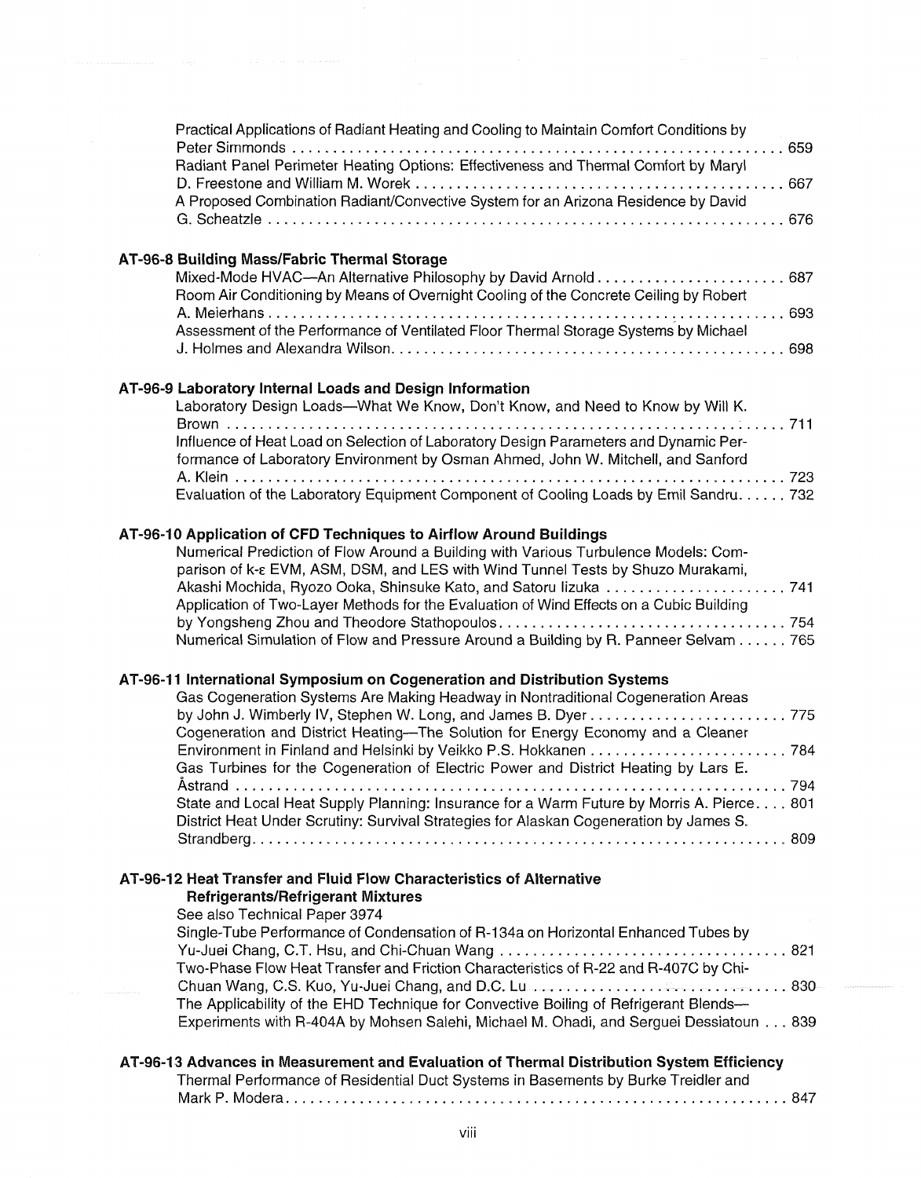Practical Applications of Radiant Heating and Cooling to Maintain Comfort Conditions by Peter Simmonds . . . . . . . . . . . . . . . . . . . . . . . . . . . . . . . . . . . . . . . . . . . . . . . . . . . . . . . . . . . . 659

Radiant Panel Perimeter Heating Options: Effectiveness and Thermal Comfort by Maryl D. Freestone and William M. Worek . . . . . . . . . . . . . . . . . . . . . . . . . . . . . . . . . . . . . . . . . . . . 667

A Proposed Combination Radiant/Convective System for an Arizona Residence by David G. Scheatzle . . . . . . . . . . . . . . . . . . . . . . . . . . . . . . . . . . . . . . . . . . . . . . . . . . . . . . . . . . . . . . . . 676

**AT-96-8 Building Mass/Fabric Thermal Storage**

Mixed-Mode HVAC—An Alternative Philosophy by David Arnold . . . . . . . . . . . . . . . . . . . . . . . 687

Room Air Conditioning by Means of Overnight Cooling of the Concrete Ceiling by Robert A. Meierhans . . . . . . . . . . . . . . . . . . . . . . . . . . . . . . . . . . . . . . . . . . . . . . . . . . . . . . . . . . . . . . . . 693

Assessment of the Performance of Ventilated Floor Thermal Storage Systems by Michael J. Holmes and Alexandra Wilson . . . . . . . . . . . . . . . . . . . . . . . . . . . . . . . . . . . . . . . . . . . . . . . . . 698

**AT-96-9 Laboratory Internal Loads and Design Information**

Laboratory Design Loads—What We Know, Don't Know, and Need to Know by Will K. Brown . . . . . . . . . . . . . . . . . . . . . . . . . . . . . . . . . . . . . . . . . . . . . . . . . . . . . . . . . . . . . . . . . . . 711

Influence of Heat Load on Selection of Laboratory Design Parameters and Dynamic Performance of Laboratory Environment by Osman Ahmed, John W. Mitchell, and Sanford A. Klein . . . . . . . . . . . . . . . . . . . . . . . . . . . . . . . . . . . . . . . . . . . . . . . . . . . . . . . . . . . . . . . . . . . 723

Evaluation of the Laboratory Equipment Component of Cooling Loads by Emil Sandru . . . . . . 732

**AT-96-10 Application of CFD Techniques to Airflow Around Buildings**

Numerical Prediction of Flow Around a Building with Various Turbulence Models: Comparison of k-ε EVM, ASM, DSM, and LES with Wind Tunnel Tests by Shuzo Murakami, Akashi Mochida, Ryozo Ooka, Shinsuke Kato, and Satoru Iizuka . . . . . . . . . . . . . . . . . . . . . . 741

Application of Two-Layer Methods for the Evaluation of Wind Effects on a Cubic Building by Yongsheng Zhou and Theodore Stathopoulos . . . . . . . . . . . . . . . . . . . . . . . . . . . . . . . . . . . . 754

Numerical Simulation of Flow and Pressure Around a Building by R. Panneer Selvam . . . . . . 765

**AT-96-11 International Symposium on Cogeneration and Distribution Systems**

Gas Cogeneration Systems Are Making Headway in Nontraditional Cogeneration Areas by John J. Wimberly IV, Stephen W. Long, and James B. Dyer . . . . . . . . . . . . . . . . . . . . . . . 775

Cogeneration and District Heating—The Solution for Energy Economy and a Cleaner Environment in Finland and Helsinki by Veikko P.S. Hokkanen . . . . . . . . . . . . . . . . . . . . . . . 784

Gas Turbines for the Cogeneration of Electric Power and District Heating by Lars E. Åstrand . . . . . . . . . . . . . . . . . . . . . . . . . . . . . . . . . . . . . . . . . . . . . . . . . . . . . . . . . . . . . . . . . . 794

State and Local Heat Supply Planning: Insurance for a Warm Future by Morris A. Pierce . . . . 801

District Heat Under Scrutiny: Survival Strategies for Alaskan Cogeneration by James S. Strandberg . . . . . . . . . . . . . . . . . . . . . . . . . . . . . . . . . . . . . . . . . . . . . . . . . . . . . . . . . . . . . . . . 809

**AT-96-12 Heat Transfer and Fluid Flow Characteristics of Alternative Refrigerants/Refrigerant Mixtures**

See also Technical Paper 3974

Single-Tube Performance of Condensation of R-134a on Horizontal Enhanced Tubes by Yu-Juei Chang, C.T. Hsu, and Chi-Chuan Wang . . . . . . . . . . . . . . . . . . . . . . . . . . . . . . . . . . 821

Two-Phase Flow Heat Transfer and Friction Characteristics of R-22 and R-407C by Chi-Chuan Wang, C.S. Kuo, Yu-Juei Chang, and D.C. Lu . . . . . . . . . . . . . . . . . . . . . . . . . . . . . . . 830

The Applicability of the EHD Technique for Convective Boiling of Refrigerant Blends—Experiments with R-404A by Mohsen Salehi, Michael M. Ohadi, and Serguei Dessiatoun . . . 839

**AT-96-13 Advances in Measurement and Evaluation of Thermal Distribution System Efficiency**

Thermal Performance of Residential Duct Systems in Basements by Burke Treidler and Mark P. Modera . . . . . . . . . . . . . . . . . . . . . . . . . . . . . . . . . . . . . . . . . . . . . . . . . . . . . . . . . . . . . . 847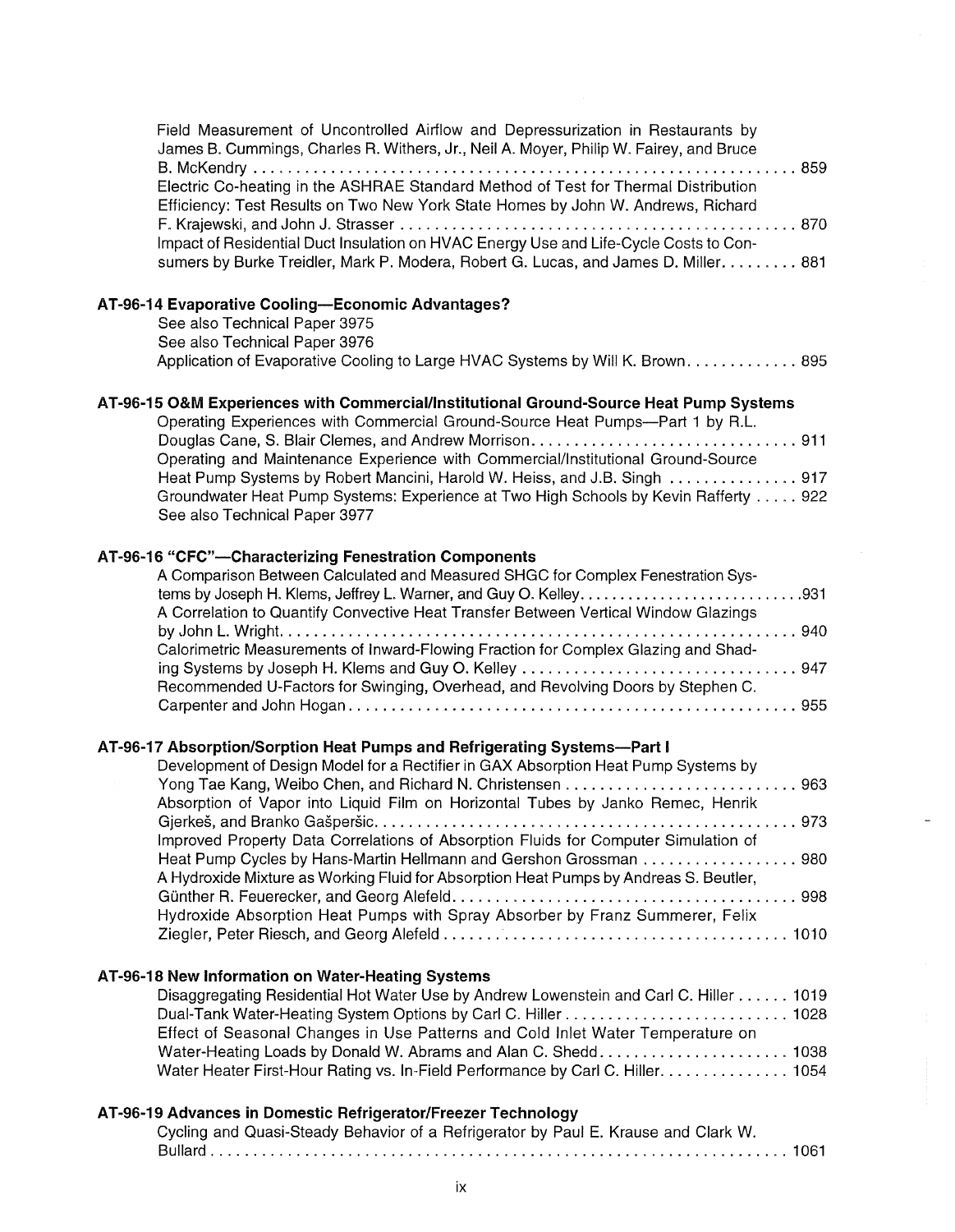Field Measurement of Uncontrolled Airflow and Depressurization in Restaurants by James B. Cummings, Charles R. Withers, Jr., Neil A. Moyer, Philip W. Fairey, and Bruce B. McKendry . . . . . . . . . . 859

Electric Co-heating in the ASHRAE Standard Method of Test for Thermal Distribution Efficiency: Test Results on Two New York State Homes by John W. Andrews, Richard F. Krajewski, and John J. Strasser . . . . . . . . . . 870

Impact of Residential Duct Insulation on HVAC Energy Use and Life-Cycle Costs to Consumers by Burke Treidler, Mark P. Modera, Robert G. Lucas, and James D. Miller. . . . . . . . . . 881

## AT-96-14 Evaporative Cooling—Economic Advantages?

See also Technical Paper 3975

See also Technical Paper 3976

Application of Evaporative Cooling to Large HVAC Systems by Will K. Brown. . . . . . . . . . 895

## AT-96-15 O&M Experiences with Commercial/Institutional Ground-Source Heat Pump Systems

Operating Experiences with Commercial Ground-Source Heat Pumps—Part 1 by R.L. Douglas Cane, S. Blair Clemes, and Andrew Morrison. . . . . . . . . . 911

Operating and Maintenance Experience with Commercial/Institutional Ground-Source Heat Pump Systems by Robert Mancini, Harold W. Heiss, and J.B. Singh . . . . . . . . . . 917

Groundwater Heat Pump Systems: Experience at Two High Schools by Kevin Rafferty . . . . . 922

See also Technical Paper 3977

## AT-96-16 "CFC"—Characterizing Fenestration Components

A Comparison Between Calculated and Measured SHGC for Complex Fenestration Systems by Joseph H. Klems, Jeffrey L. Warner, and Guy O. Kelley. . . . . . . . . . 931

A Correlation to Quantify Convective Heat Transfer Between Vertical Window Glazings by John L. Wright. . . . . . . . . . 940

Calorimetric Measurements of Inward-Flowing Fraction for Complex Glazing and Shading Systems by Joseph H. Klems and Guy O. Kelley . . . . . . . . . . 947

Recommended U-Factors for Swinging, Overhead, and Revolving Doors by Stephen C. Carpenter and John Hogan. . . . . . . . . . 955

## AT-96-17 Absorption/Sorption Heat Pumps and Refrigerating Systems—Part I

Development of Design Model for a Rectifier in GAX Absorption Heat Pump Systems by Yong Tae Kang, Weibo Chen, and Richard N. Christensen . . . . . . . . . . 963

Absorption of Vapor into Liquid Film on Horizontal Tubes by Janko Remec, Henrik Gjerkeš, and Branko Gašperšic. . . . . . . . . . 973

Improved Property Data Correlations of Absorption Fluids for Computer Simulation of Heat Pump Cycles by Hans-Martin Hellmann and Gershon Grossman . . . . . . . . . . 980

A Hydroxide Mixture as Working Fluid for Absorption Heat Pumps by Andreas S. Beutler, Günther R. Feuerecker, and Georg Alefeld. . . . . . . . . . 998

Hydroxide Absorption Heat Pumps with Spray Absorber by Franz Summerer, Felix Ziegler, Peter Riesch, and Georg Alefeld . . . . . . . . . . 1010

## AT-96-18 New Information on Water-Heating Systems

Disaggregating Residential Hot Water Use by Andrew Lowenstein and Carl C. Hiller . . . . . . 1019

Dual-Tank Water-Heating System Options by Carl C. Hiller. . . . . . . . . . 1028

Effect of Seasonal Changes in Use Patterns and Cold Inlet Water Temperature on Water-Heating Loads by Donald W. Abrams and Alan C. Shedd. . . . . . . . . . 1038

Water Heater First-Hour Rating vs. In-Field Performance by Carl C. Hiller. . . . . . . . . . 1054

## AT-96-19 Advances in Domestic Refrigerator/Freezer Technology

Cycling and Quasi-Steady Behavior of a Refrigerator by Paul E. Krause and Clark W. Bullard . . . . . . . . . . 1061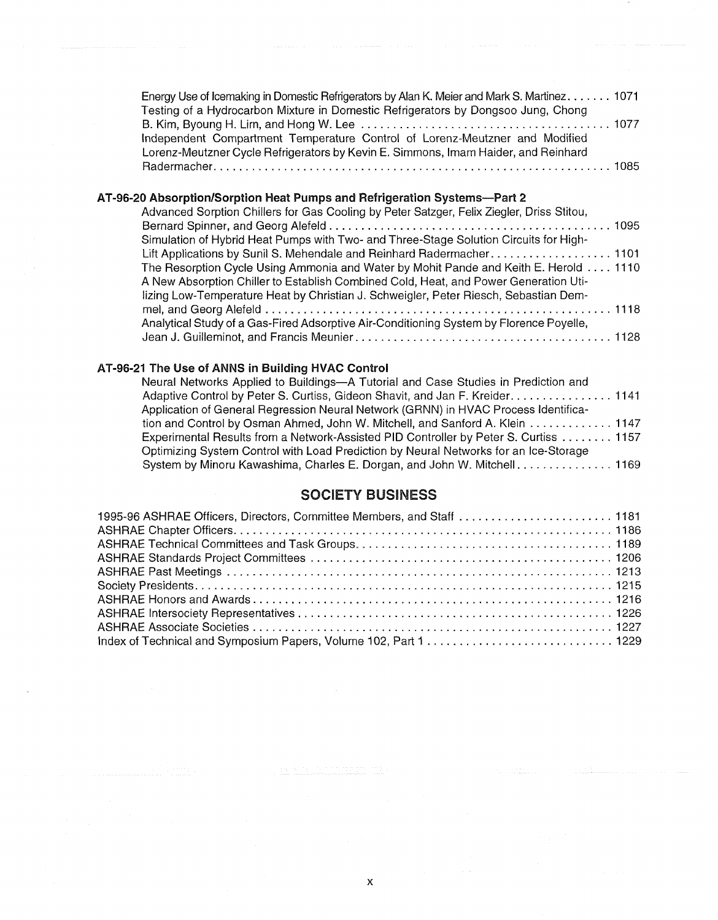Energy Use of Icemaking in Domestic Refrigerators by Alan K. Meier and Mark S. Martinez. . . . . . . 1071
Testing of a Hydrocarbon Mixture in Domestic Refrigerators by Dongsoo Jung, Chong B. Kim, Byoung H. Lim, and Hong W. Lee . . . . . . . . . . . . . . . . . . . . . . . . . . . . . . . . . . . . . . . . 1077
Independent Compartment Temperature Control of Lorenz-Meutzner and Modified Lorenz-Meutzner Cycle Refrigerators by Kevin E. Simmons, Imam Haider, and Reinhard Radermacher. . . . . . . . . . . . . . . . . . . . . . . . . . . . . . . . . . . . . . . . . . . . . . . . . . . . . . . . . . . . . . . . . 1085

**AT-96-20 Absorption/Sorption Heat Pumps and Refrigeration Systems—Part 2**

Advanced Sorption Chillers for Gas Cooling by Peter Satzger, Felix Ziegler, Driss Stitou, Bernard Spinner, and Georg Alefeld . . . . . . . . . . . . . . . . . . . . . . . . . . . . . . . . . . . . . . . . . . . . . 1095
Simulation of Hybrid Heat Pumps with Two- and Three-Stage Solution Circuits for High-Lift Applications by Sunil S. Mehendale and Reinhard Radermacher. . . . . . . . . . . . . . . . . . . 1101
The Resorption Cycle Using Ammonia and Water by Mohit Pande and Keith E. Herold . . . . 1110
A New Absorption Chiller to Establish Combined Cold, Heat, and Power Generation Utilizing Low-Temperature Heat by Christian J. Schweigler, Peter Riesch, Sebastian Demmel, and Georg Alefeld . . . . . . . . . . . . . . . . . . . . . . . . . . . . . . . . . . . . . . . . . . . . . . . . . . . . . . . 1118
Analytical Study of a Gas-Fired Adsorptive Air-Conditioning System by Florence Poyelle, Jean J. Guilleminot, and Francis Meunier. . . . . . . . . . . . . . . . . . . . . . . . . . . . . . . . . . . . . . . . . 1128

**AT-96-21 The Use of ANNS in Building HVAC Control**

Neural Networks Applied to Buildings—A Tutorial and Case Studies in Prediction and Adaptive Control by Peter S. Curtiss, Gideon Shavit, and Jan F. Kreider. . . . . . . . . . . . . . . . 1141
Application of General Regression Neural Network (GRNN) in HVAC Process Identification and Control by Osman Ahmed, John W. Mitchell, and Sanford A. Klein . . . . . . . . . . . . . 1147
Experimental Results from a Network-Assisted PID Controller by Peter S. Curtiss . . . . . . . . 1157
Optimizing System Control with Load Prediction by Neural Networks for an Ice-Storage System by Minoru Kawashima, Charles E. Dorgan, and John W. Mitchell. . . . . . . . . . . . . . . 1169

## SOCIETY BUSINESS

1995-96 ASHRAE Officers, Directors, Committee Members, and Staff . . . . . . . . . . . . . . . . . . . . . . . . 1181
ASHRAE Chapter Officers. . . . . . . . . . . . . . . . . . . . . . . . . . . . . . . . . . . . . . . . . . . . . . . . . . . . . . . . . . . 1186
ASHRAE Technical Committees and Task Groups. . . . . . . . . . . . . . . . . . . . . . . . . . . . . . . . . . . . . . . . . 1189
ASHRAE Standards Project Committees . . . . . . . . . . . . . . . . . . . . . . . . . . . . . . . . . . . . . . . . . . . . . . . 1206
ASHRAE Past Meetings . . . . . . . . . . . . . . . . . . . . . . . . . . . . . . . . . . . . . . . . . . . . . . . . . . . . . . . . . . . . 1213
Society Presidents. . . . . . . . . . . . . . . . . . . . . . . . . . . . . . . . . . . . . . . . . . . . . . . . . . . . . . . . . . . . . . . . . 1215
ASHRAE Honors and Awards. . . . . . . . . . . . . . . . . . . . . . . . . . . . . . . . . . . . . . . . . . . . . . . . . . . . . . . . . 1216
ASHRAE Intersociety Representatives . . . . . . . . . . . . . . . . . . . . . . . . . . . . . . . . . . . . . . . . . . . . . . . . . 1226
ASHRAE Associate Societies . . . . . . . . . . . . . . . . . . . . . . . . . . . . . . . . . . . . . . . . . . . . . . . . . . . . . . . . 1227
Index of Technical and Symposium Papers, Volume 102, Part 1 . . . . . . . . . . . . . . . . . . . . . . . . . . . . 1229